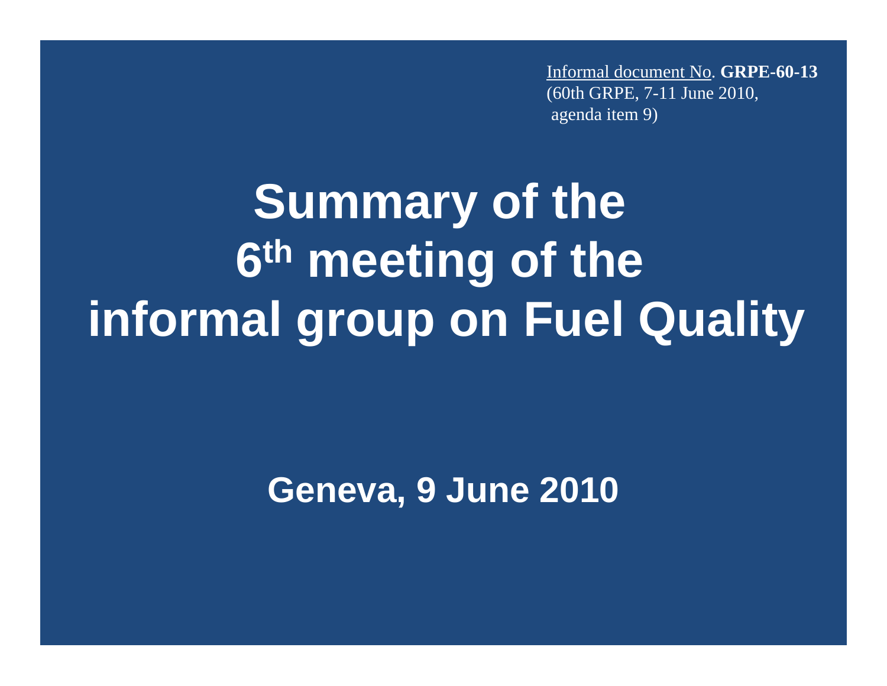Informal document No. **GRPE-60-13**
(60th GRPE, 7-11 June 2010,
agenda item 9)

# Summary of the 6th meeting of the informal group on Fuel Quality

**Geneva, 9 June 2010**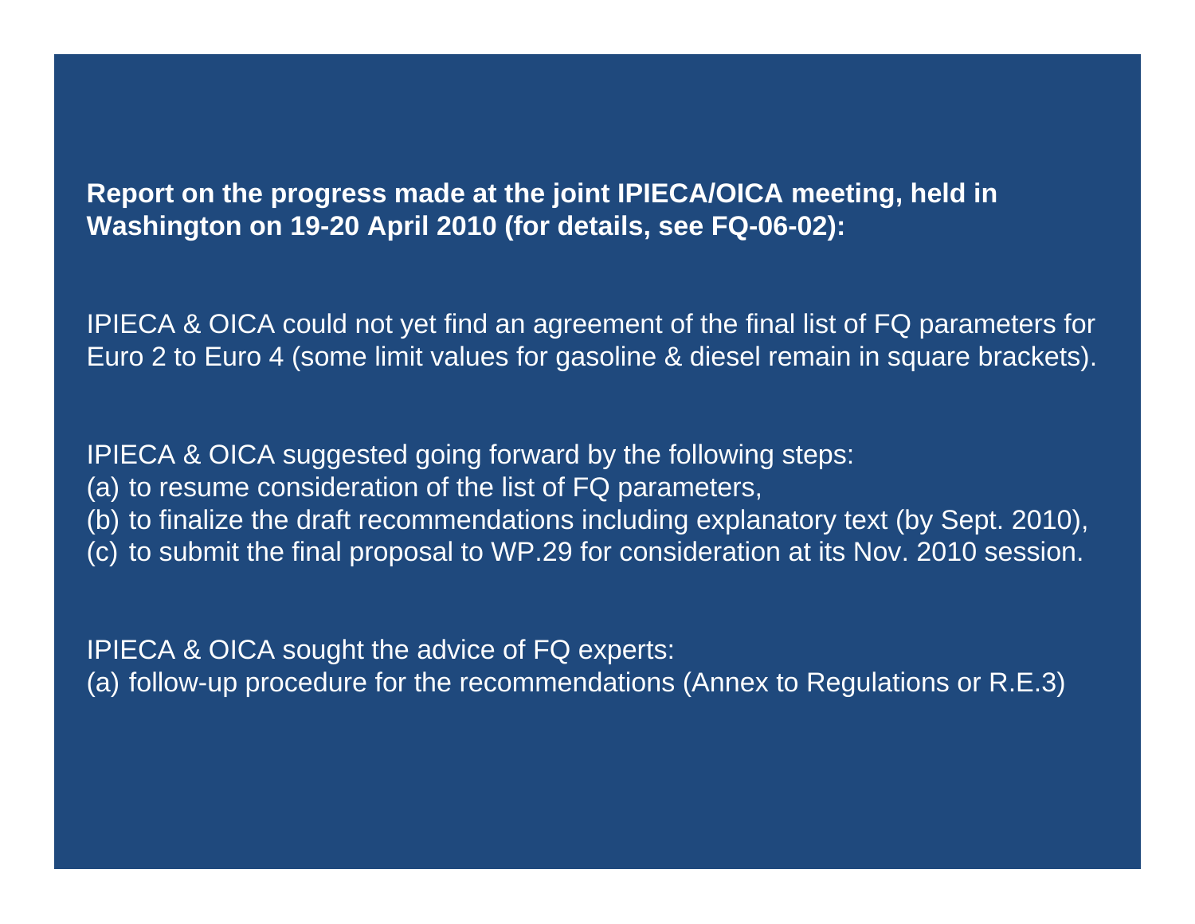**Report on the progress made at the joint IPIECA/OICA meeting, held in Washington on 19-20 April 2010 (for details, see FQ-06-02):**

IPIECA & OICA could not yet find an agreement of the final list of FQ parameters for Euro 2 to Euro 4 (some limit values for gasoline & diesel remain in square brackets).

IPIECA & OICA suggested going forward by the following steps:

(a) to resume consideration of the list of FQ parameters,

(b) to finalize the draft recommendations including explanatory text (by Sept. 2010),

(c) to submit the final proposal to WP.29 for consideration at its Nov. 2010 session.

IPIECA & OICA sought the advice of FQ experts:

(a) follow-up procedure for the recommendations (Annex to Regulations or R.E.3)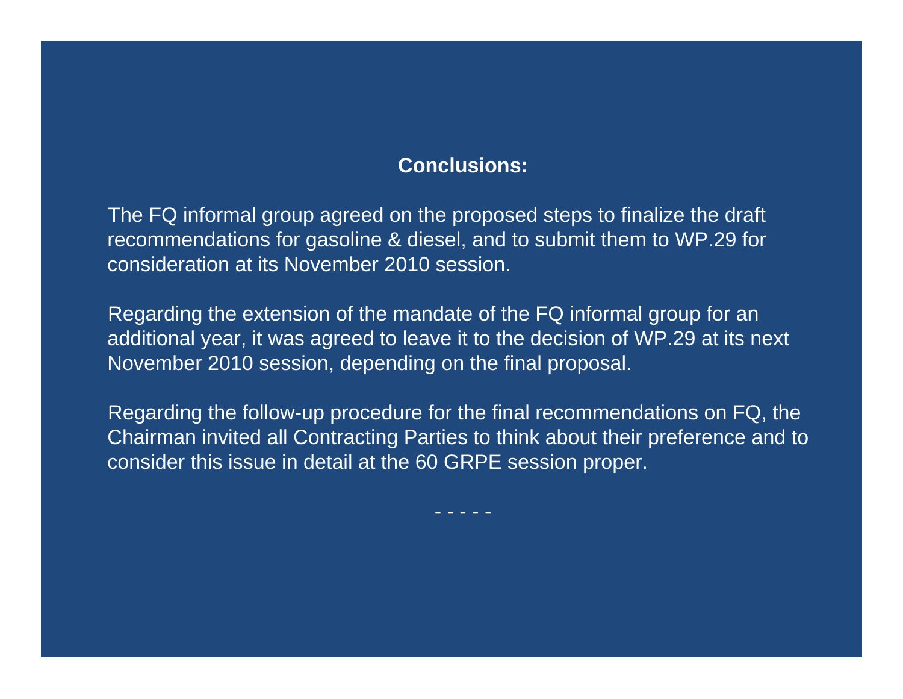**Conclusions:**

The FQ informal group agreed on the proposed steps to finalize the draft recommendations for gasoline & diesel, and to submit them to WP.29 for consideration at its November 2010 session.

Regarding the extension of the mandate of the FQ informal group for an additional year, it was agreed to leave it to the decision of WP.29 at its next November 2010 session, depending on the final proposal.

Regarding the follow-up procedure for the final recommendations on FQ, the Chairman invited all Contracting Parties to think about their preference and to consider this issue in detail at the 60 GRPE session proper.

\- - - - -